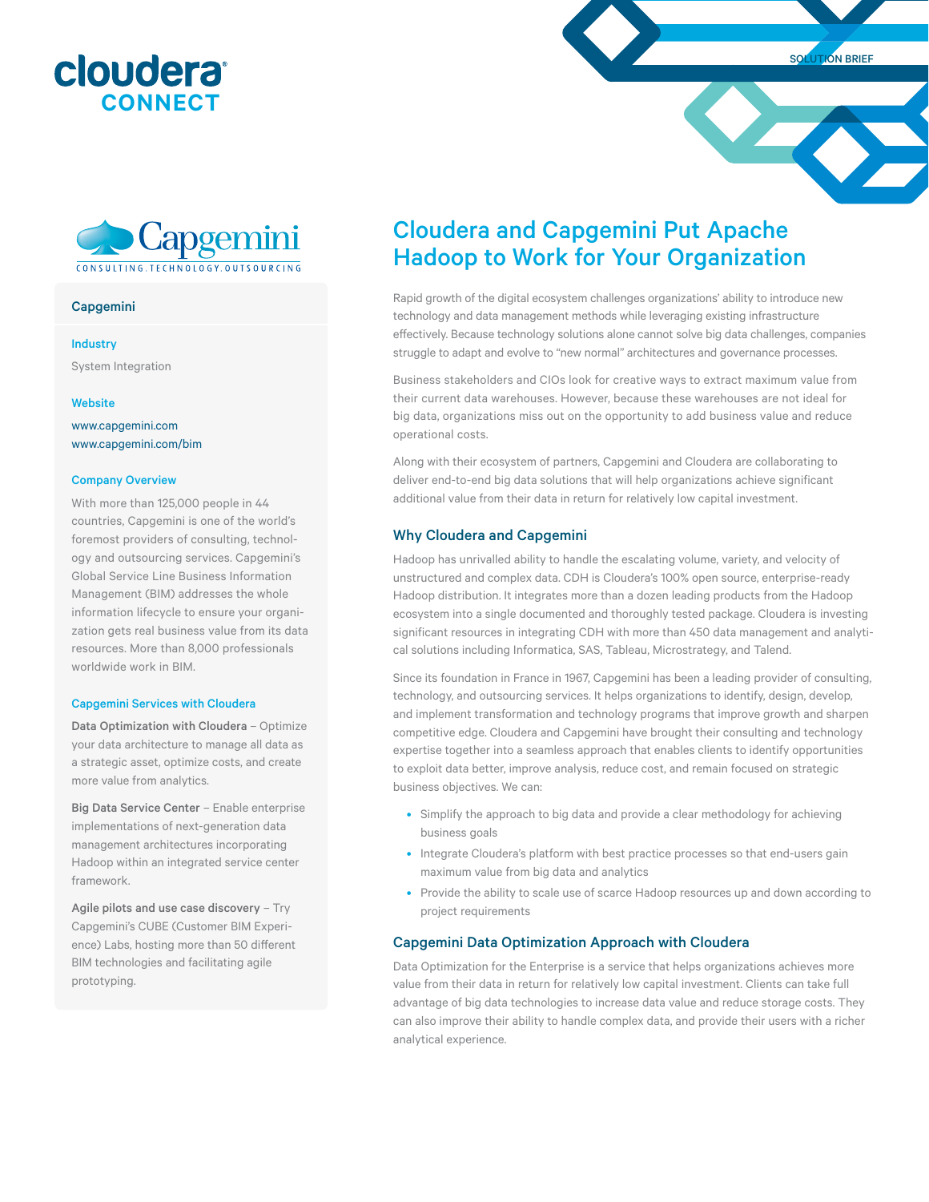SOLUTION BRIEF

# Cloudera and Capgemini Put Apache Hadoop to Work for Your Organization

Rapid growth of the digital ecosystem challenges organizations' ability to introduce new technology and data management methods while leveraging existing infrastructure effectively. Because technology solutions alone cannot solve big data challenges, companies struggle to adapt and evolve to "new normal" architectures and governance processes.

Business stakeholders and CIOs look for creative ways to extract maximum value from their current data warehouses. However, because these warehouses are not ideal for big data, organizations miss out on the opportunity to add business value and reduce operational costs.

Along with their ecosystem of partners, Capgemini and Cloudera are collaborating to deliver end-to-end big data solutions that will help organizations achieve significant additional value from their data in return for relatively low capital investment.

## Why Cloudera and Capgemini

Hadoop has unrivalled ability to handle the escalating volume, variety, and velocity of unstructured and complex data. CDH is Cloudera's 100% open source, enterprise-ready Hadoop distribution. It integrates more than a dozen leading products from the Hadoop ecosystem into a single documented and thoroughly tested package. Cloudera is investing significant resources in integrating CDH with more than 450 data management and analytical solutions including Informatica, SAS, Tableau, Microstrategy, and Talend.

Since its foundation in France in 1967, Capgemini has been a leading provider of consulting, technology, and outsourcing services. It helps organizations to identify, design, develop, and implement transformation and technology programs that improve growth and sharpen competitive edge. Cloudera and Capgemini have brought their consulting and technology expertise together into a seamless approach that enables clients to identify opportunities to exploit data better, improve analysis, reduce cost, and remain focused on strategic business objectives. We can:

- Simplify the approach to big data and provide a clear methodology for achieving business goals
- Integrate Cloudera's platform with best practice processes so that end-users gain maximum value from big data and analytics
- Provide the ability to scale use of scarce Hadoop resources up and down according to project requirements

## Capgemini Data Optimization Approach with Cloudera

Data Optimization for the Enterprise is a service that helps organizations achieves more value from their data in return for relatively low capital investment. Clients can take full advantage of big data technologies to increase data value and reduce storage costs. They can also improve their ability to handle complex data, and provide their users with a richer analytical experience.

---

### Capgemini

**Industry**

System Integration

**Website**

www.capgemini.com
www.capgemini.com/bim

**Company Overview**

With more than 125,000 people in 44 countries, Capgemini is one of the world's foremost providers of consulting, technology and outsourcing services. Capgemini's Global Service Line Business Information Management (BIM) addresses the whole information lifecycle to ensure your organization gets real business value from its data resources. More than 8,000 professionals worldwide work in BIM.

**Capgemini Services with Cloudera**

**Data Optimization with Cloudera** – Optimize your data architecture to manage all data as a strategic asset, optimize costs, and create more value from analytics.

**Big Data Service Center** – Enable enterprise implementations of next-generation data management architectures incorporating Hadoop within an integrated service center framework.

**Agile pilots and use case discovery** – Try Capgemini's CUBE (Customer BIM Experience) Labs, hosting more than 50 different BIM technologies and facilitating agile prototyping.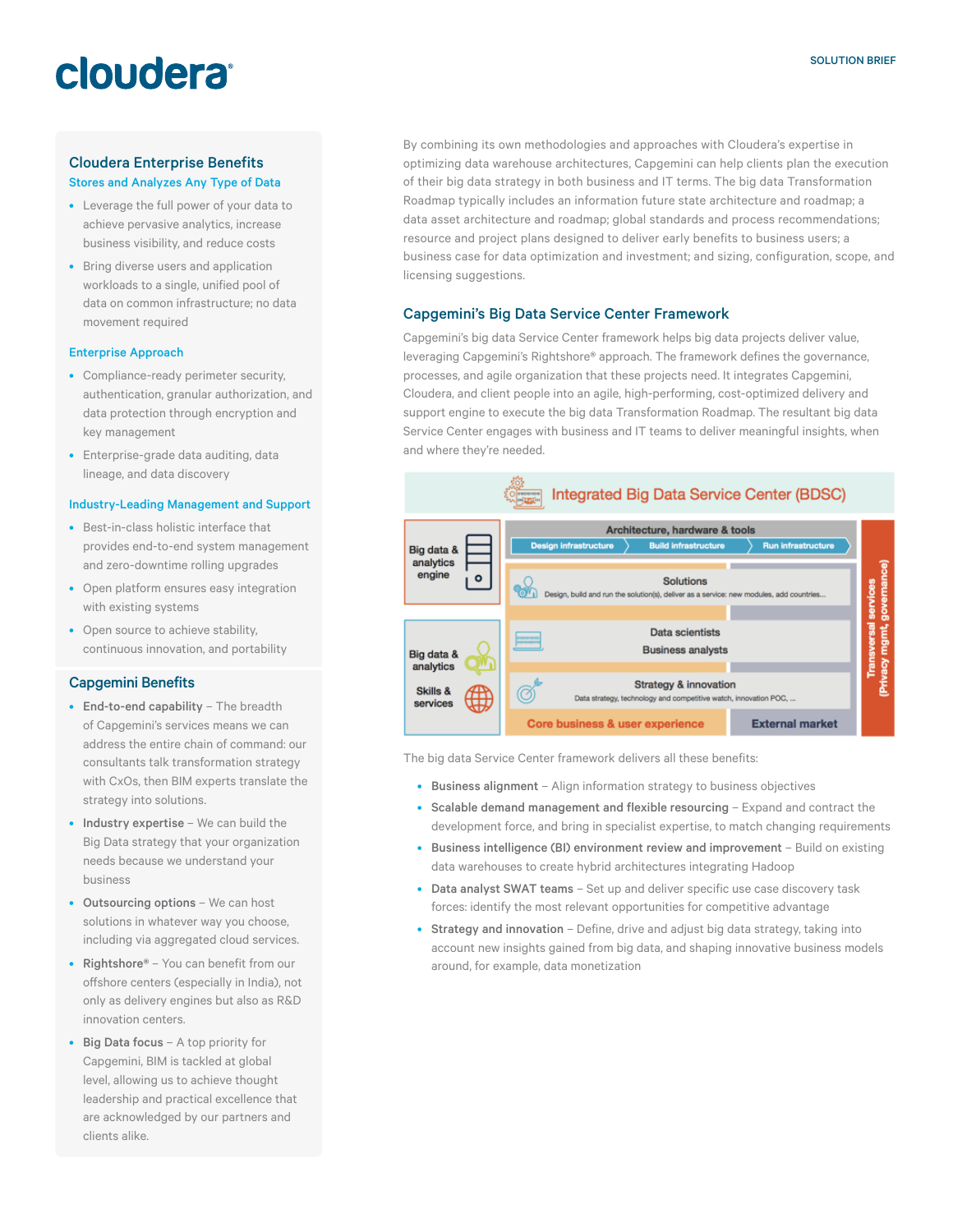## Cloudera Enterprise Benefits

### Stores and Analyzes Any Type of Data

- Leverage the full power of your data to achieve pervasive analytics, increase business visibility, and reduce costs
- Bring diverse users and application workloads to a single, unified pool of data on common infrastructure; no data movement required

### Enterprise Approach

- Compliance-ready perimeter security, authentication, granular authorization, and data protection through encryption and key management
- Enterprise-grade data auditing, data lineage, and data discovery

### Industry-Leading Management and Support

- Best-in-class holistic interface that provides end-to-end system management and zero-downtime rolling upgrades
- Open platform ensures easy integration with existing systems
- Open source to achieve stability, continuous innovation, and portability

## Capgemini Benefits

- **End-to-end capability** – The breadth of Capgemini's services means we can address the entire chain of command: our consultants talk transformation strategy with CxOs, then BIM experts translate the strategy into solutions.
- **Industry expertise** – We can build the Big Data strategy that your organization needs because we understand your business
- **Outsourcing options** – We can host solutions in whatever way you choose, including via aggregated cloud services.
- **Rightshore®** – You can benefit from our offshore centers (especially in India), not only as delivery engines but also as R&D innovation centers.
- **Big Data focus** – A top priority for Capgemini, BIM is tackled at global level, allowing us to achieve thought leadership and practical excellence that are acknowledged by our partners and clients alike.

By combining its own methodologies and approaches with Cloudera's expertise in optimizing data warehouse architectures, Capgemini can help clients plan the execution of their big data strategy in both business and IT terms. The big data Transformation Roadmap typically includes an information future state architecture and roadmap; a data asset architecture and roadmap; global standards and process recommendations; resource and project plans designed to deliver early benefits to business users; a business case for data optimization and investment; and sizing, configuration, scope, and licensing suggestions.

## Capgemini's Big Data Service Center Framework

Capgemini's big data Service Center framework helps big data projects deliver value, leveraging Capgemini's Rightshore® approach. The framework defines the governance, processes, and agile organization that these projects need. It integrates Capgemini, Cloudera, and client people into an agile, high-performing, cost-optimized delivery and support engine to execute the big data Transformation Roadmap. The resultant big data Service Center engages with business and IT teams to deliver meaningful insights, when and where they're needed.

**Integrated Big Data Service Center (BDSC)**

- Big data & analytics engine
- Big data & analytics
- Skills & services
- Architecture, hardware & tools: Design infrastructure → Build infrastructure → Run infrastructure
- Solutions: Design, build and run the solution(s), deliver as a service: new modules, add countries...
- Data scientists / Business analysts
- Strategy & innovation: Data strategy, technology and competitive watch, innovation POC, ...
- Core business & user experience
- External market
- Transversal services (Privacy mgmt, governance)

The big data Service Center framework delivers all these benefits:

- **Business alignment** – Align information strategy to business objectives
- **Scalable demand management and flexible resourcing** – Expand and contract the development force, and bring in specialist expertise, to match changing requirements
- **Business intelligence (BI) environment review and improvement** – Build on existing data warehouses to create hybrid architectures integrating Hadoop
- **Data analyst SWAT teams** – Set up and deliver specific use case discovery task forces: identify the most relevant opportunities for competitive advantage
- **Strategy and innovation** – Define, drive and adjust big data strategy, taking into account new insights gained from big data, and shaping innovative business models around, for example, data monetization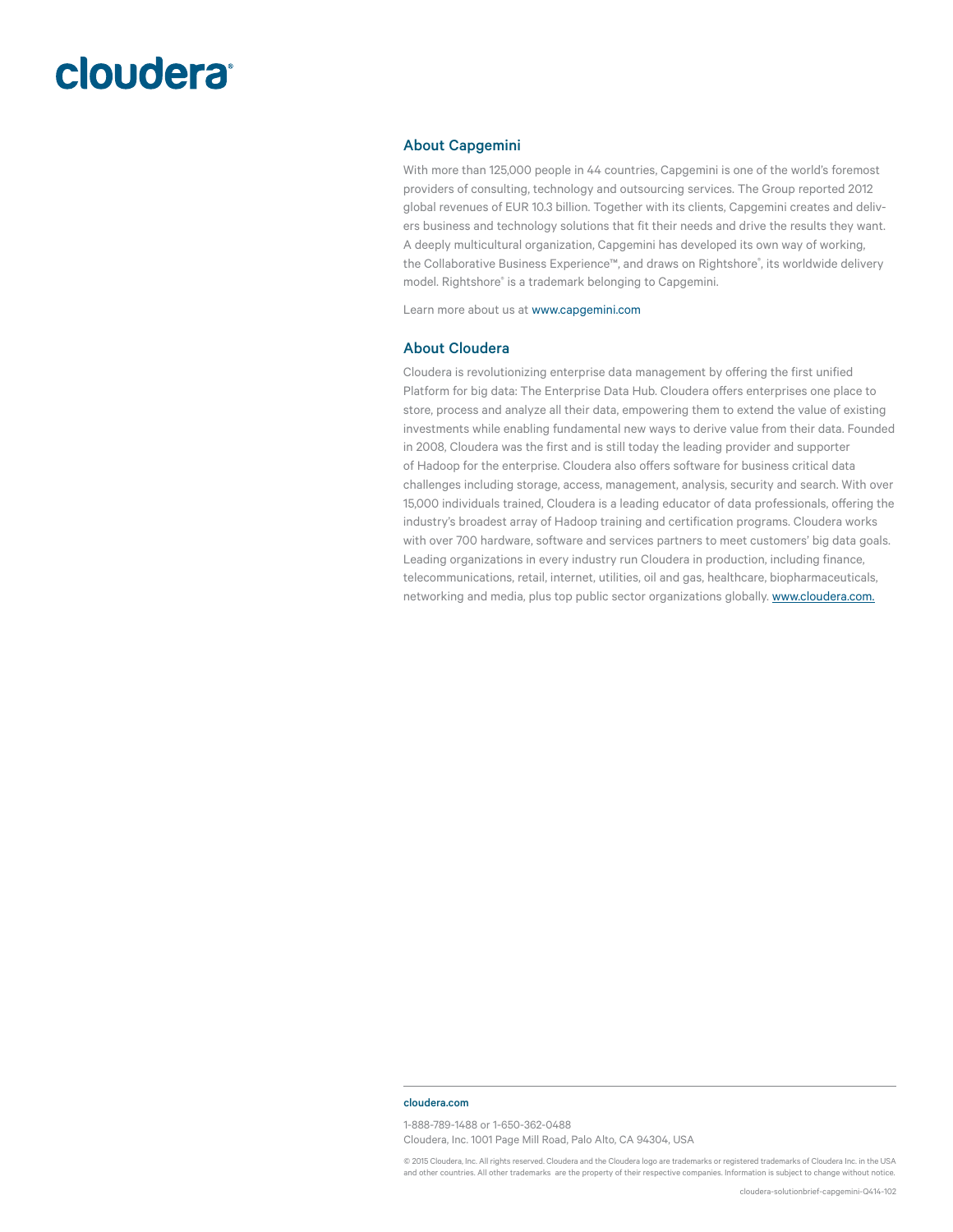## About Capgemini

With more than 125,000 people in 44 countries, Capgemini is one of the world's foremost providers of consulting, technology and outsourcing services. The Group reported 2012 global revenues of EUR 10.3 billion. Together with its clients, Capgemini creates and delivers business and technology solutions that fit their needs and drive the results they want. A deeply multicultural organization, Capgemini has developed its own way of working, the Collaborative Business Experience™, and draws on Rightshore®, its worldwide delivery model. Rightshore® is a trademark belonging to Capgemini.

Learn more about us at www.capgemini.com

## About Cloudera

Cloudera is revolutionizing enterprise data management by offering the first unified Platform for big data: The Enterprise Data Hub. Cloudera offers enterprises one place to store, process and analyze all their data, empowering them to extend the value of existing investments while enabling fundamental new ways to derive value from their data. Founded in 2008, Cloudera was the first and is still today the leading provider and supporter of Hadoop for the enterprise. Cloudera also offers software for business critical data challenges including storage, access, management, analysis, security and search. With over 15,000 individuals trained, Cloudera is a leading educator of data professionals, offering the industry's broadest array of Hadoop training and certification programs. Cloudera works with over 700 hardware, software and services partners to meet customers' big data goals. Leading organizations in every industry run Cloudera in production, including finance, telecommunications, retail, internet, utilities, oil and gas, healthcare, biopharmaceuticals, networking and media, plus top public sector organizations globally. www.cloudera.com.

cloudera.com

1-888-789-1488 or 1-650-362-0488
Cloudera, Inc. 1001 Page Mill Road, Palo Alto, CA 94304, USA

© 2015 Cloudera, Inc. All rights reserved. Cloudera and the Cloudera logo are trademarks or registered trademarks of Cloudera Inc. in the USA and other countries. All other trademarks are the property of their respective companies. Information is subject to change without notice.

cloudera-solutionbrief-capgemini-Q414-102